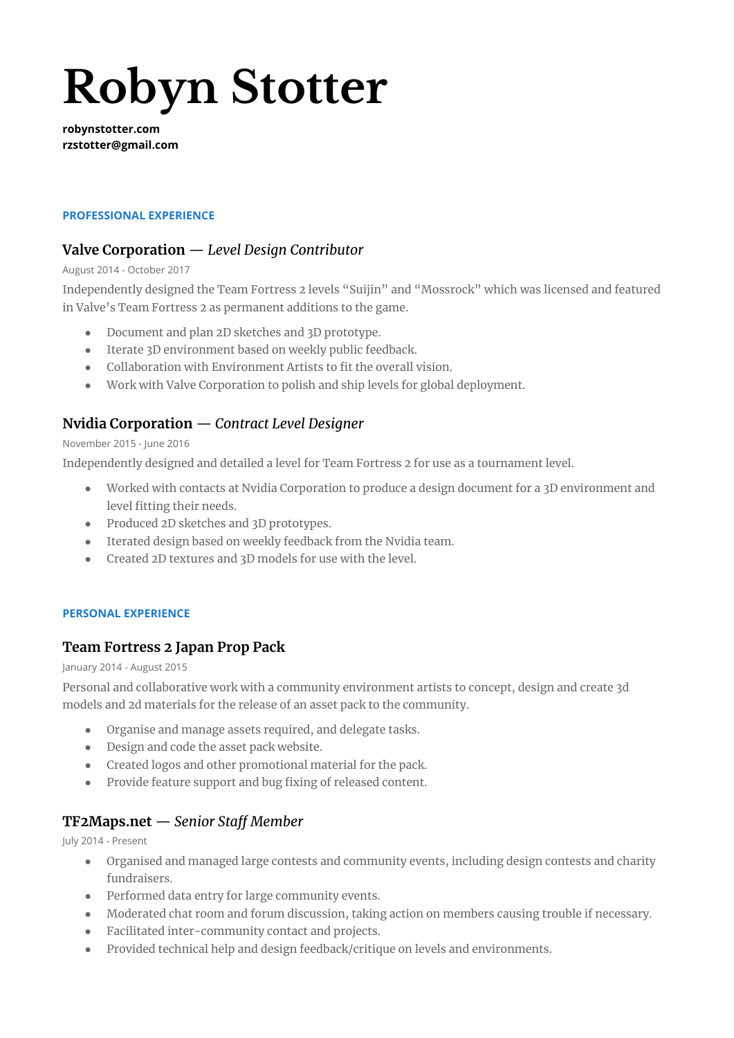# Robyn Stotter

**robynstotter.com**
**rzstotter@gmail.com**

## PROFESSIONAL EXPERIENCE

### Valve Corporation — *Level Design Contributor*

August 2014 - October 2017

Independently designed the Team Fortress 2 levels “Suijin” and “Mossrock” which was licensed and featured in Valve’s Team Fortress 2 as permanent additions to the game.

- Document and plan 2D sketches and 3D prototype.
- Iterate 3D environment based on weekly public feedback.
- Collaboration with Environment Artists to fit the overall vision.
- Work with Valve Corporation to polish and ship levels for global deployment.

### Nvidia Corporation — *Contract Level Designer*

November 2015 - June 2016

Independently designed and detailed a level for Team Fortress 2 for use as a tournament level.

- Worked with contacts at Nvidia Corporation to produce a design document for a 3D environment and level fitting their needs.
- Produced 2D sketches and 3D prototypes.
- Iterated design based on weekly feedback from the Nvidia team.
- Created 2D textures and 3D models for use with the level.

## PERSONAL EXPERIENCE

### Team Fortress 2 Japan Prop Pack

January 2014 - August 2015

Personal and collaborative work with a community environment artists to concept, design and create 3d models and 2d materials for the release of an asset pack to the community.

- Organise and manage assets required, and delegate tasks.
- Design and code the asset pack website.
- Created logos and other promotional material for the pack.
- Provide feature support and bug fixing of released content.

### TF2Maps.net — *Senior Staff Member*

July 2014 - Present

- Organised and managed large contests and community events, including design contests and charity fundraisers.
- Performed data entry for large community events.
- Moderated chat room and forum discussion, taking action on members causing trouble if necessary.
- Facilitated inter-community contact and projects.
- Provided technical help and design feedback/critique on levels and environments.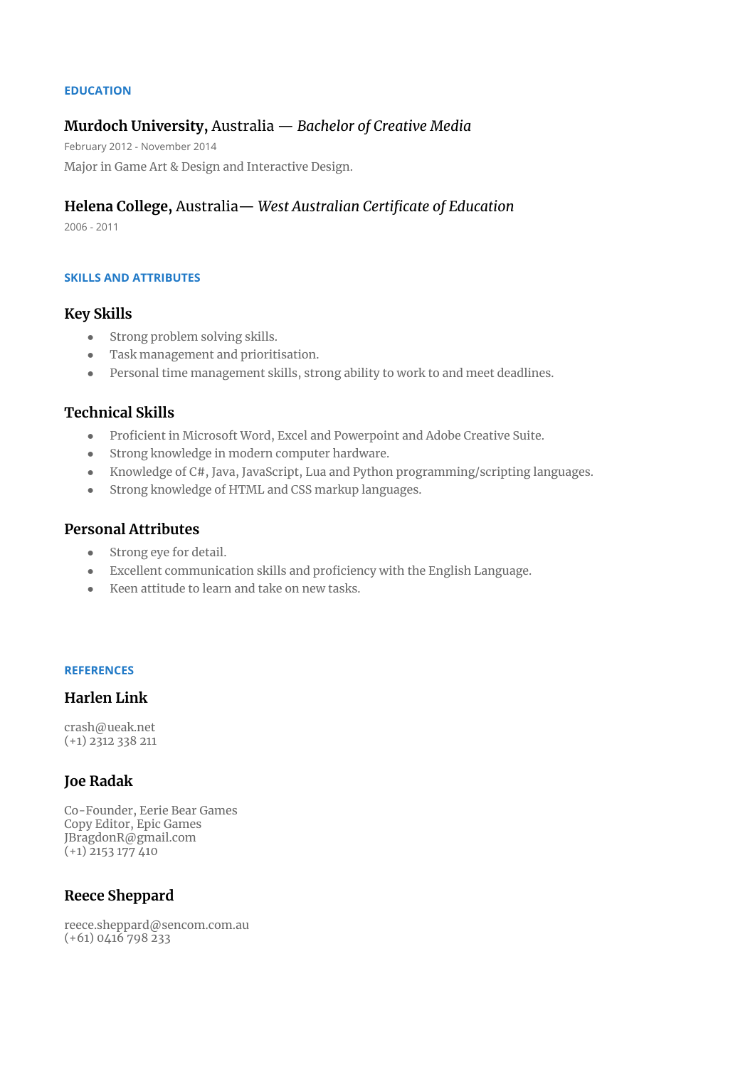## EDUCATION

### **Murdoch University,** Australia — *Bachelor of Creative Media*

February 2012 - November 2014

Major in Game Art & Design and Interactive Design.

### **Helena College,** Australia— *West Australian Certificate of Education*

2006 - 2011

## SKILLS AND ATTRIBUTES

### Key Skills

- Strong problem solving skills.
- Task management and prioritisation.
- Personal time management skills, strong ability to work to and meet deadlines.

### Technical Skills

- Proficient in Microsoft Word, Excel and Powerpoint and Adobe Creative Suite.
- Strong knowledge in modern computer hardware.
- Knowledge of C#, Java, JavaScript, Lua and Python programming/scripting languages.
- Strong knowledge of HTML and CSS markup languages.

### Personal Attributes

- Strong eye for detail.
- Excellent communication skills and proficiency with the English Language.
- Keen attitude to learn and take on new tasks.

## REFERENCES

### Harlen Link

crash@ueak.net
(+1) 2312 338 211

### Joe Radak

Co-Founder, Eerie Bear Games
Copy Editor, Epic Games
JBragdonR@gmail.com
(+1) 2153 177 410

### Reece Sheppard

reece.sheppard@sencom.com.au
(+61) 0416 798 233